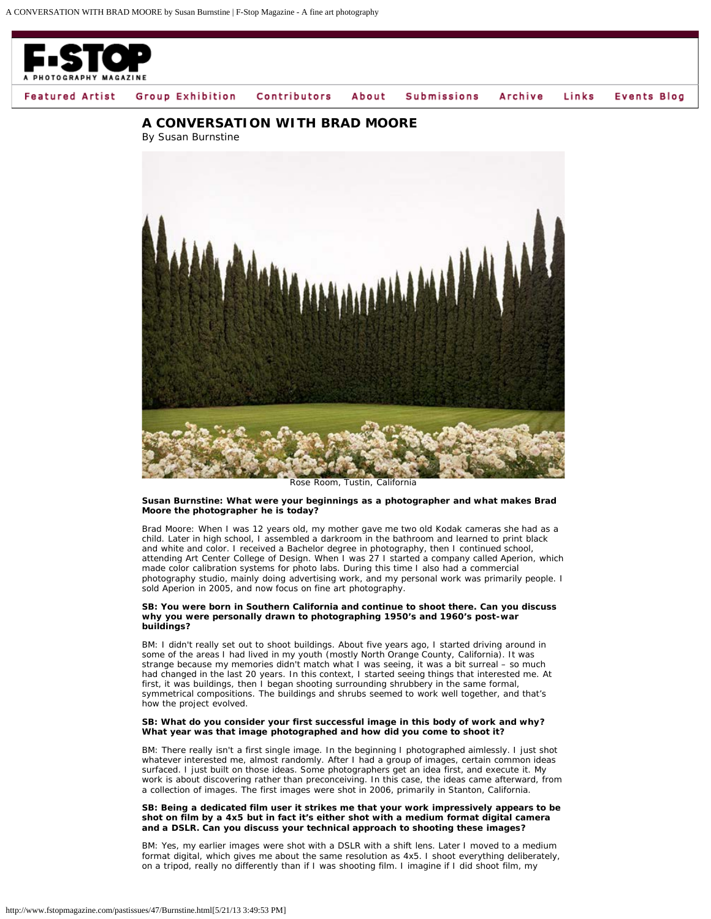# A CONVERSATION WITH BRAD MOORE

By Susan Burnstine

Rose Room, Tustin, California

**Susan Burnstine: What were your beginnings as a photographer and what makes Brad Moore the photographer he is today?**

Brad Moore: When I was 12 years old, my mother gave me two old Kodak cameras she had as a child. Later in high school, I assembled a darkroom in the bathroom and learned to print black and white and color. I received a Bachelor degree in photography, then I continued school, attending Art Center College of Design. When I was 27 I started a company called Aperion, which made color calibration systems for photo labs. During this time I also had a commercial photography studio, mainly doing advertising work, and my personal work was primarily people. I sold Aperion in 2005, and now focus on fine art photography.

**SB: You were born in Southern California and continue to shoot there. Can you discuss why you were personally drawn to photographing 1950's and 1960's post-war buildings?**

BM: I didn't really set out to shoot buildings. About five years ago, I started driving around in some of the areas I had lived in my youth (mostly North Orange County, California). It was strange because my memories didn't match what I was seeing, it was a bit surreal – so much had changed in the last 20 years. In this context, I started seeing things that interested me. At first, it was buildings, then I began shooting surrounding shrubbery in the same formal, symmetrical compositions. The buildings and shrubs seemed to work well together, and that's how the project evolved.

**SB: What do you consider your first successful image in this body of work and why? What year was that image photographed and how did you come to shoot it?**

BM: There really isn't a first single image. In the beginning I photographed aimlessly. I just shot whatever interested me, almost randomly. After I had a group of images, certain common ideas surfaced. I just built on those ideas. Some photographers get an idea first, and execute it. My work is about discovering rather than preconceiving. In this case, the ideas came afterward, from a collection of images. The first images were shot in 2006, primarily in Stanton, California.

**SB: Being a dedicated film user it strikes me that your work impressively appears to be shot on film by a 4x5 but in fact it's either shot with a medium format digital camera and a DSLR. Can you discuss your technical approach to shooting these images?**

BM: Yes, my earlier images were shot with a DSLR with a shift lens. Later I moved to a medium format digital, which gives me about the same resolution as 4x5. I shoot everything deliberately, on a tripod, really no differently than if I was shooting film. I imagine if I did shoot film, my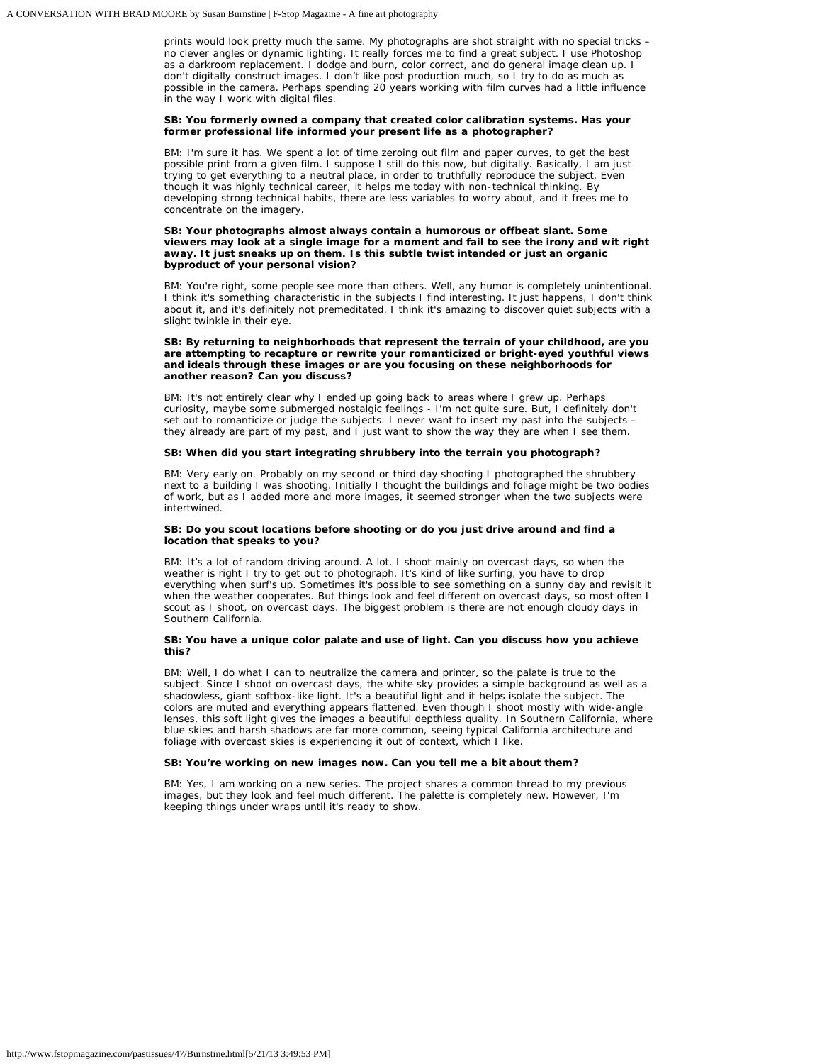prints would look pretty much the same. My photographs are shot straight with no special tricks – no clever angles or dynamic lighting. It really forces me to find a great subject. I use Photoshop as a darkroom replacement. I dodge and burn, color correct, and do general image clean up. I don't digitally construct images. I don't like post production much, so I try to do as much as possible in the camera. Perhaps spending 20 years working with film curves had a little influence in the way I work with digital files.

**SB: You formerly owned a company that created color calibration systems. Has your former professional life informed your present life as a photographer?**

BM: I'm sure it has. We spent a lot of time zeroing out film and paper curves, to get the best possible print from a given film. I suppose I still do this now, but digitally. Basically, I am just trying to get everything to a neutral place, in order to truthfully reproduce the subject. Even though it was highly technical career, it helps me today with non-technical thinking. By developing strong technical habits, there are less variables to worry about, and it frees me to concentrate on the imagery.

**SB: Your photographs almost always contain a humorous or offbeat slant. Some viewers may look at a single image for a moment and fail to see the irony and wit right away. It just sneaks up on them. Is this subtle twist intended or just an organic byproduct of your personal vision?**

BM: You're right, some people see more than others. Well, any humor is completely unintentional. I think it's something characteristic in the subjects I find interesting. It just happens, I don't think about it, and it's definitely not premeditated. I think it's amazing to discover quiet subjects with a slight twinkle in their eye.

**SB: By returning to neighborhoods that represent the terrain of your childhood, are you are attempting to recapture or rewrite your romanticized or bright-eyed youthful views and ideals through these images or are you focusing on these neighborhoods for another reason? Can you discuss?**

BM: It's not entirely clear why I ended up going back to areas where I grew up. Perhaps curiosity, maybe some submerged nostalgic feelings - I'm not quite sure. But, I definitely don't set out to romanticize or judge the subjects. I never want to insert my past into the subjects – they already are part of my past, and I just want to show the way they are when I see them.

**SB: When did you start integrating shrubbery into the terrain you photograph?**

BM: Very early on. Probably on my second or third day shooting I photographed the shrubbery next to a building I was shooting. Initially I thought the buildings and foliage might be two bodies of work, but as I added more and more images, it seemed stronger when the two subjects were intertwined.

**SB: Do you scout locations before shooting or do you just drive around and find a location that speaks to you?**

BM: It's a lot of random driving around. A lot. I shoot mainly on overcast days, so when the weather is right I try to get out to photograph. It's kind of like surfing, you have to drop everything when surf's up. Sometimes it's possible to see something on a sunny day and revisit it when the weather cooperates. But things look and feel different on overcast days, so most often I scout as I shoot, on overcast days. The biggest problem is there are not enough cloudy days in Southern California.

**SB: You have a unique color palate and use of light. Can you discuss how you achieve this?**

BM: Well, I do what I can to neutralize the camera and printer, so the palate is true to the subject. Since I shoot on overcast days, the white sky provides a simple background as well as a shadowless, giant softbox-like light. It's a beautiful light and it helps isolate the subject. The colors are muted and everything appears flattened. Even though I shoot mostly with wide-angle lenses, this soft light gives the images a beautiful depthless quality. In Southern California, where blue skies and harsh shadows are far more common, seeing typical California architecture and foliage with overcast skies is experiencing it out of context, which I like.

**SB: You're working on new images now. Can you tell me a bit about them?**

BM: Yes, I am working on a new series. The project shares a common thread to my previous images, but they look and feel much different. The palette is completely new. However, I'm keeping things under wraps until it's ready to show.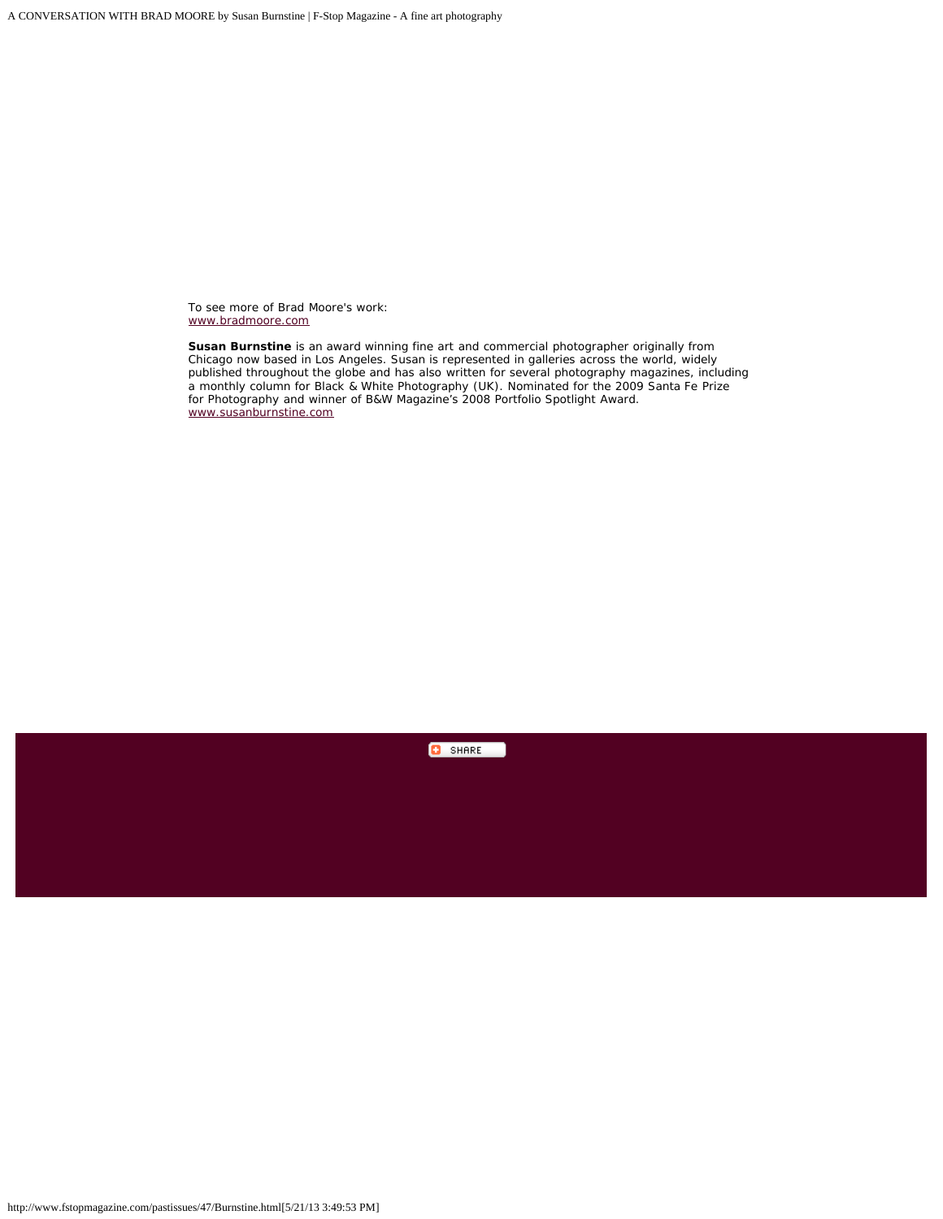To see more of Brad Moore's work:
www.bradmoore.com

**Susan Burnstine** is an award winning fine art and commercial photographer originally from Chicago now based in Los Angeles. Susan is represented in galleries across the world, widely published throughout the globe and has also written for several photography magazines, including a monthly column for Black & White Photography (UK). Nominated for the 2009 Santa Fe Prize for Photography and winner of B&W Magazine's 2008 Portfolio Spotlight Award.
www.susanburnstine.com

SHARE